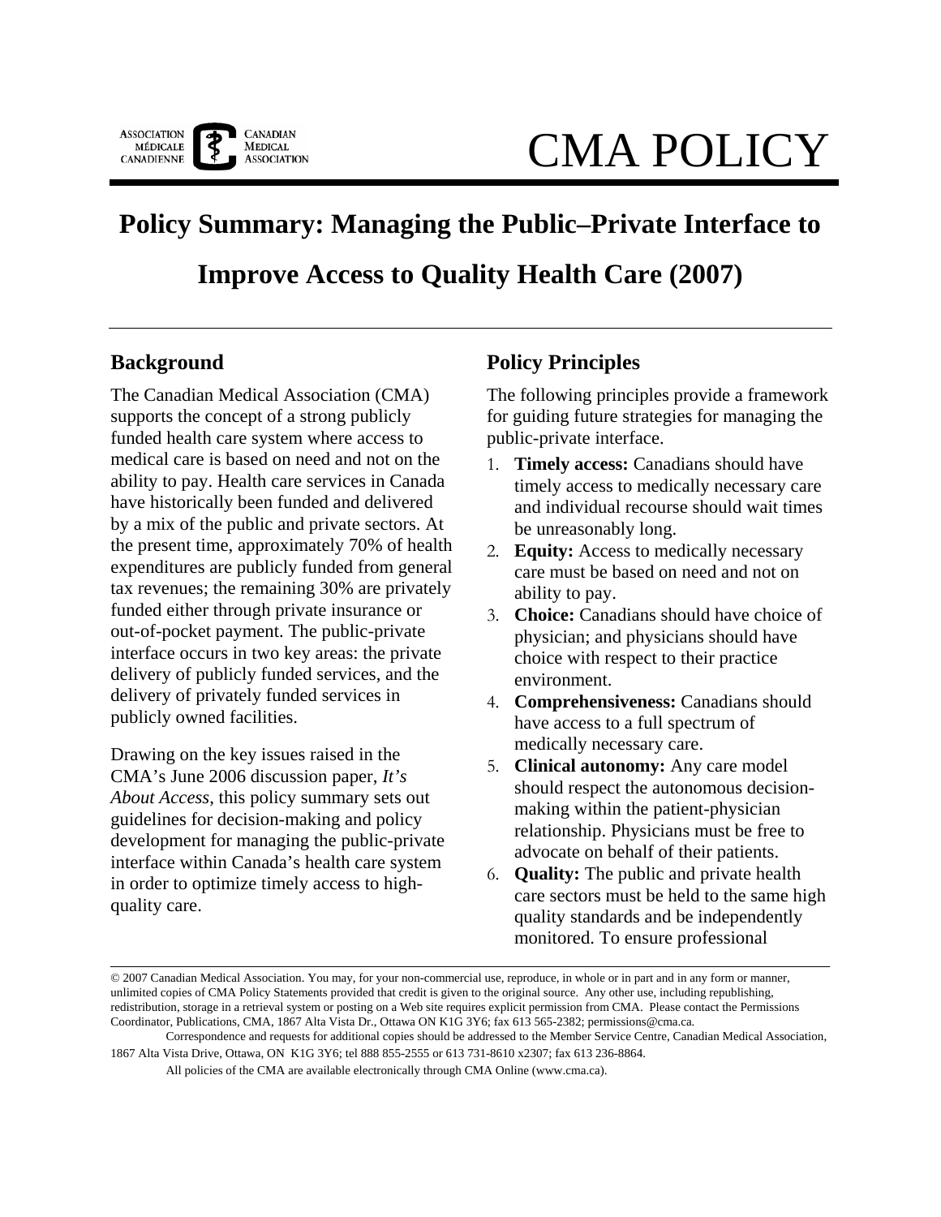ASSOCIATION MÉDICALE CANADIENNE | CANADIAN MEDICAL ASSOCIATION

# CMA POLICY

## Policy Summary: Managing the Public–Private Interface to Improve Access to Quality Health Care (2007)

### Background

The Canadian Medical Association (CMA) supports the concept of a strong publicly funded health care system where access to medical care is based on need and not on the ability to pay. Health care services in Canada have historically been funded and delivered by a mix of the public and private sectors. At the present time, approximately 70% of health expenditures are publicly funded from general tax revenues; the remaining 30% are privately funded either through private insurance or out-of-pocket payment. The public-private interface occurs in two key areas: the private delivery of publicly funded services, and the delivery of privately funded services in publicly owned facilities.

Drawing on the key issues raised in the CMA's June 2006 discussion paper, *It's About Access*, this policy summary sets out guidelines for decision-making and policy development for managing the public-private interface within Canada's health care system in order to optimize timely access to high-quality care.

### Policy Principles

The following principles provide a framework for guiding future strategies for managing the public-private interface.

1. **Timely access:** Canadians should have timely access to medically necessary care and individual recourse should wait times be unreasonably long.
2. **Equity:** Access to medically necessary care must be based on need and not on ability to pay.
3. **Choice:** Canadians should have choice of physician; and physicians should have choice with respect to their practice environment.
4. **Comprehensiveness:** Canadians should have access to a full spectrum of medically necessary care.
5. **Clinical autonomy:** Any care model should respect the autonomous decision-making within the patient-physician relationship. Physicians must be free to advocate on behalf of their patients.
6. **Quality:** The public and private health care sectors must be held to the same high quality standards and be independently monitored. To ensure professional

---

© 2007 Canadian Medical Association. You may, for your non-commercial use, reproduce, in whole or in part and in any form or manner, unlimited copies of CMA Policy Statements provided that credit is given to the original source. Any other use, including republishing, redistribution, storage in a retrieval system or posting on a Web site requires explicit permission from CMA. Please contact the Permissions Coordinator, Publications, CMA, 1867 Alta Vista Dr., Ottawa ON K1G 3Y6; fax 613 565-2382; permissions@cma.ca.

Correspondence and requests for additional copies should be addressed to the Member Service Centre, Canadian Medical Association, 1867 Alta Vista Drive, Ottawa, ON K1G 3Y6; tel 888 855-2555 or 613 731-8610 x2307; fax 613 236-8864.

All policies of the CMA are available electronically through CMA Online (www.cma.ca).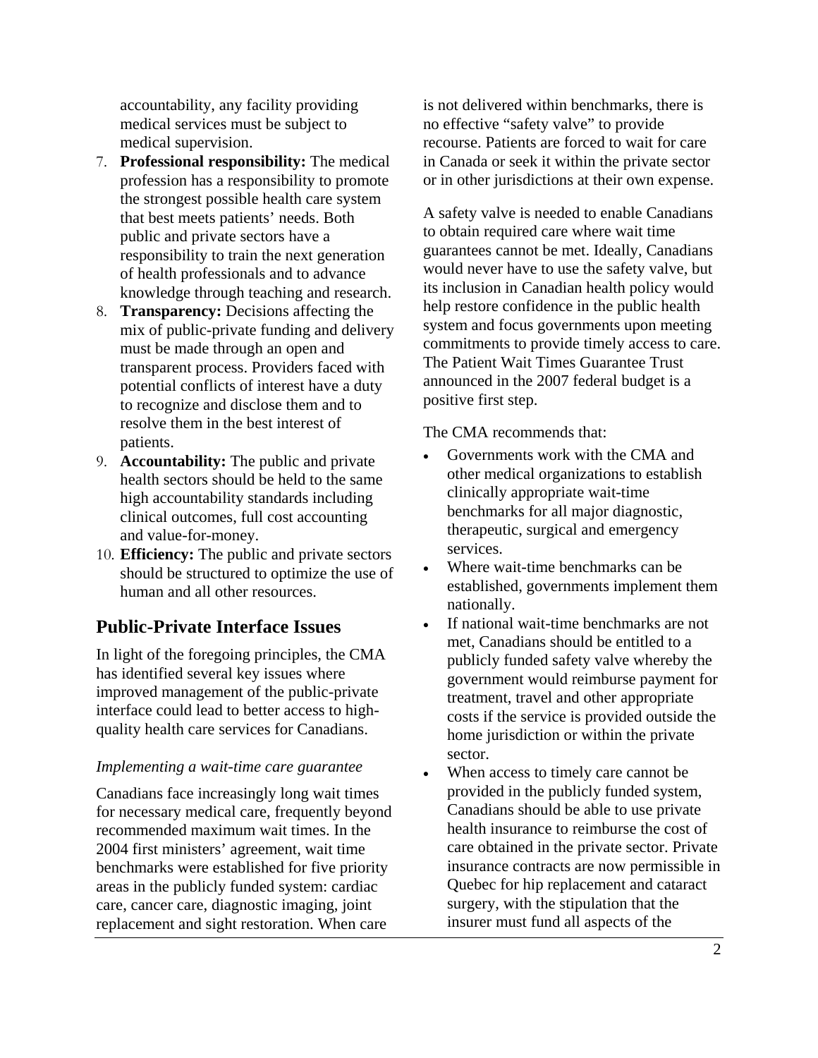accountability, any facility providing medical services must be subject to medical supervision.

7. **Professional responsibility:** The medical profession has a responsibility to promote the strongest possible health care system that best meets patients' needs. Both public and private sectors have a responsibility to train the next generation of health professionals and to advance knowledge through teaching and research.
8. **Transparency:** Decisions affecting the mix of public-private funding and delivery must be made through an open and transparent process. Providers faced with potential conflicts of interest have a duty to recognize and disclose them and to resolve them in the best interest of patients.
9. **Accountability:** The public and private health sectors should be held to the same high accountability standards including clinical outcomes, full cost accounting and value-for-money.
10. **Efficiency:** The public and private sectors should be structured to optimize the use of human and all other resources.

## Public-Private Interface Issues

In light of the foregoing principles, the CMA has identified several key issues where improved management of the public-private interface could lead to better access to high-quality health care services for Canadians.

*Implementing a wait-time care guarantee*

Canadians face increasingly long wait times for necessary medical care, frequently beyond recommended maximum wait times. In the 2004 first ministers' agreement, wait time benchmarks were established for five priority areas in the publicly funded system: cardiac care, cancer care, diagnostic imaging, joint replacement and sight restoration. When care is not delivered within benchmarks, there is no effective "safety valve" to provide recourse. Patients are forced to wait for care in Canada or seek it within the private sector or in other jurisdictions at their own expense.

A safety valve is needed to enable Canadians to obtain required care where wait time guarantees cannot be met. Ideally, Canadians would never have to use the safety valve, but its inclusion in Canadian health policy would help restore confidence in the public health system and focus governments upon meeting commitments to provide timely access to care. The Patient Wait Times Guarantee Trust announced in the 2007 federal budget is a positive first step.

The CMA recommends that:

- Governments work with the CMA and other medical organizations to establish clinically appropriate wait-time benchmarks for all major diagnostic, therapeutic, surgical and emergency services.
- Where wait-time benchmarks can be established, governments implement them nationally.
- If national wait-time benchmarks are not met, Canadians should be entitled to a publicly funded safety valve whereby the government would reimburse payment for treatment, travel and other appropriate costs if the service is provided outside the home jurisdiction or within the private sector.
- When access to timely care cannot be provided in the publicly funded system, Canadians should be able to use private health insurance to reimburse the cost of care obtained in the private sector. Private insurance contracts are now permissible in Quebec for hip replacement and cataract surgery, with the stipulation that the insurer must fund all aspects of the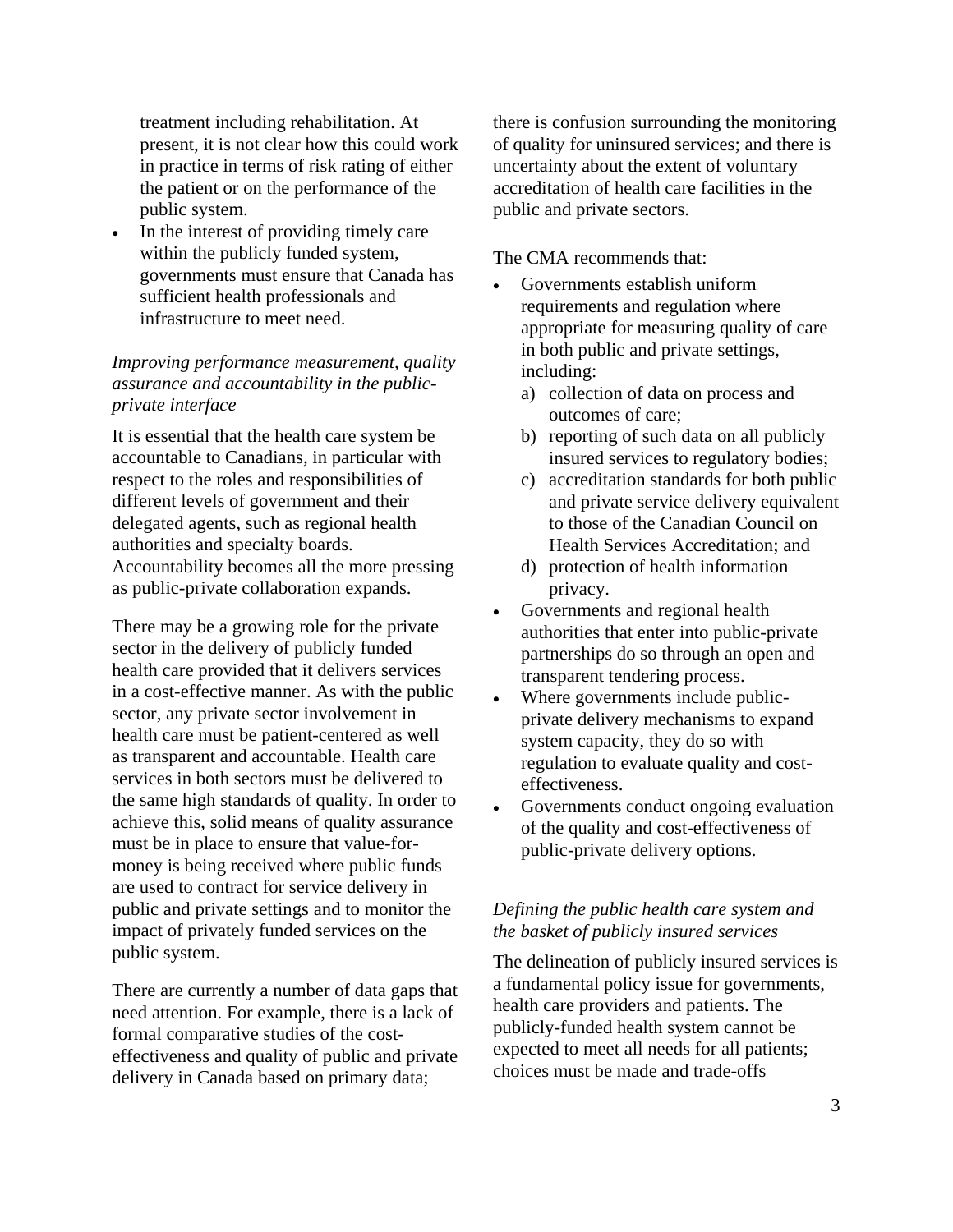treatment including rehabilitation. At present, it is not clear how this could work in practice in terms of risk rating of either the patient or on the performance of the public system.

- In the interest of providing timely care within the publicly funded system, governments must ensure that Canada has sufficient health professionals and infrastructure to meet need.

*Improving performance measurement, quality assurance and accountability in the public-private interface*

It is essential that the health care system be accountable to Canadians, in particular with respect to the roles and responsibilities of different levels of government and their delegated agents, such as regional health authorities and specialty boards. Accountability becomes all the more pressing as public-private collaboration expands.

There may be a growing role for the private sector in the delivery of publicly funded health care provided that it delivers services in a cost-effective manner. As with the public sector, any private sector involvement in health care must be patient-centered as well as transparent and accountable. Health care services in both sectors must be delivered to the same high standards of quality. In order to achieve this, solid means of quality assurance must be in place to ensure that value-for-money is being received where public funds are used to contract for service delivery in public and private settings and to monitor the impact of privately funded services on the public system.

There are currently a number of data gaps that need attention. For example, there is a lack of formal comparative studies of the cost-effectiveness and quality of public and private delivery in Canada based on primary data; there is confusion surrounding the monitoring of quality for uninsured services; and there is uncertainty about the extent of voluntary accreditation of health care facilities in the public and private sectors.

The CMA recommends that:

- Governments establish uniform requirements and regulation where appropriate for measuring quality of care in both public and private settings, including:
    a) collection of data on process and outcomes of care;
    b) reporting of such data on all publicly insured services to regulatory bodies;
    c) accreditation standards for both public and private service delivery equivalent to those of the Canadian Council on Health Services Accreditation; and
    d) protection of health information privacy.
- Governments and regional health authorities that enter into public-private partnerships do so through an open and transparent tendering process.
- Where governments include public-private delivery mechanisms to expand system capacity, they do so with regulation to evaluate quality and cost-effectiveness.
- Governments conduct ongoing evaluation of the quality and cost-effectiveness of public-private delivery options.

*Defining the public health care system and the basket of publicly insured services*

The delineation of publicly insured services is a fundamental policy issue for governments, health care providers and patients. The publicly-funded health system cannot be expected to meet all needs for all patients; choices must be made and trade-offs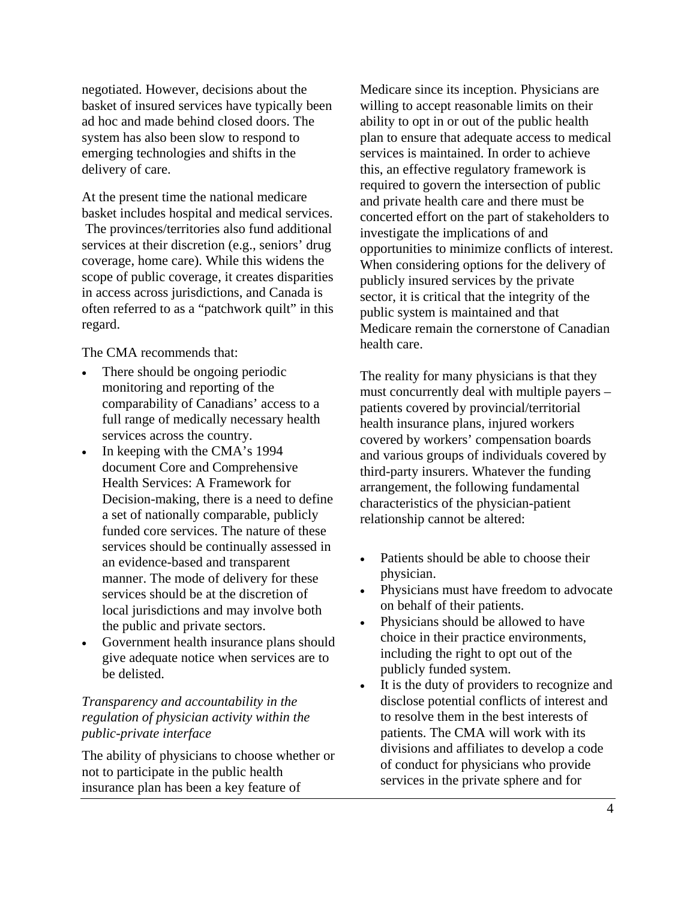negotiated. However, decisions about the basket of insured services have typically been ad hoc and made behind closed doors. The system has also been slow to respond to emerging technologies and shifts in the delivery of care.

At the present time the national medicare basket includes hospital and medical services. The provinces/territories also fund additional services at their discretion (e.g., seniors' drug coverage, home care). While this widens the scope of public coverage, it creates disparities in access across jurisdictions, and Canada is often referred to as a "patchwork quilt" in this regard.

The CMA recommends that:

- There should be ongoing periodic monitoring and reporting of the comparability of Canadians' access to a full range of medically necessary health services across the country.
- In keeping with the CMA's 1994 document Core and Comprehensive Health Services: A Framework for Decision-making, there is a need to define a set of nationally comparable, publicly funded core services. The nature of these services should be continually assessed in an evidence-based and transparent manner. The mode of delivery for these services should be at the discretion of local jurisdictions and may involve both the public and private sectors.
- Government health insurance plans should give adequate notice when services are to be delisted.

*Transparency and accountability in the regulation of physician activity within the public-private interface*

The ability of physicians to choose whether or not to participate in the public health insurance plan has been a key feature of Medicare since its inception. Physicians are willing to accept reasonable limits on their ability to opt in or out of the public health plan to ensure that adequate access to medical services is maintained. In order to achieve this, an effective regulatory framework is required to govern the intersection of public and private health care and there must be concerted effort on the part of stakeholders to investigate the implications of and opportunities to minimize conflicts of interest. When considering options for the delivery of publicly insured services by the private sector, it is critical that the integrity of the public system is maintained and that Medicare remain the cornerstone of Canadian health care.

The reality for many physicians is that they must concurrently deal with multiple payers – patients covered by provincial/territorial health insurance plans, injured workers covered by workers' compensation boards and various groups of individuals covered by third-party insurers. Whatever the funding arrangement, the following fundamental characteristics of the physician-patient relationship cannot be altered:

- Patients should be able to choose their physician.
- Physicians must have freedom to advocate on behalf of their patients.
- Physicians should be allowed to have choice in their practice environments, including the right to opt out of the publicly funded system.
- It is the duty of providers to recognize and disclose potential conflicts of interest and to resolve them in the best interests of patients. The CMA will work with its divisions and affiliates to develop a code of conduct for physicians who provide services in the private sphere and for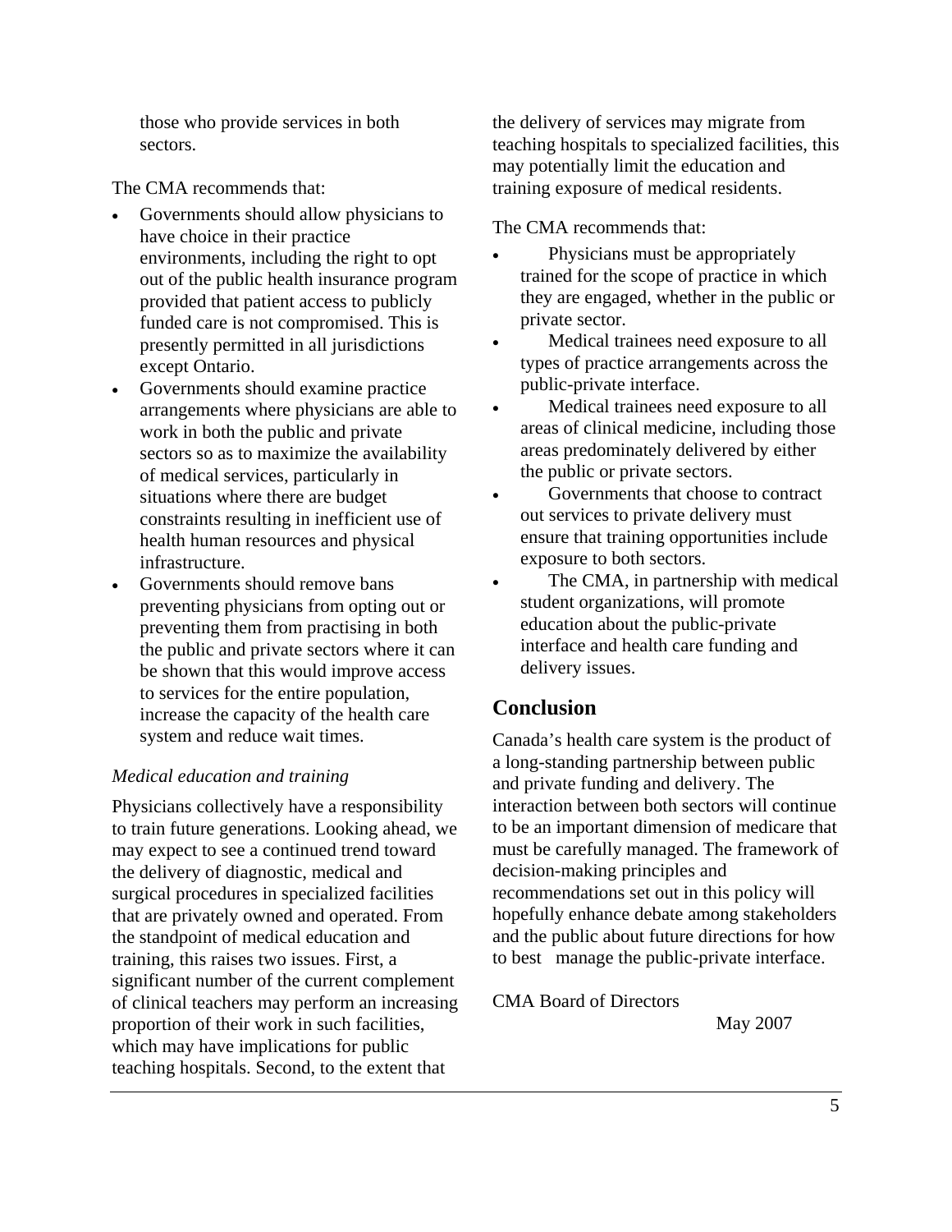those who provide services in both sectors.

The CMA recommends that:

- Governments should allow physicians to have choice in their practice environments, including the right to opt out of the public health insurance program provided that patient access to publicly funded care is not compromised. This is presently permitted in all jurisdictions except Ontario.
- Governments should examine practice arrangements where physicians are able to work in both the public and private sectors so as to maximize the availability of medical services, particularly in situations where there are budget constraints resulting in inefficient use of health human resources and physical infrastructure.
- Governments should remove bans preventing physicians from opting out or preventing them from practising in both the public and private sectors where it can be shown that this would improve access to services for the entire population, increase the capacity of the health care system and reduce wait times.

*Medical education and training*

Physicians collectively have a responsibility to train future generations. Looking ahead, we may expect to see a continued trend toward the delivery of diagnostic, medical and surgical procedures in specialized facilities that are privately owned and operated. From the standpoint of medical education and training, this raises two issues. First, a significant number of the current complement of clinical teachers may perform an increasing proportion of their work in such facilities, which may have implications for public teaching hospitals. Second, to the extent that the delivery of services may migrate from teaching hospitals to specialized facilities, this may potentially limit the education and training exposure of medical residents.

The CMA recommends that:

- Physicians must be appropriately trained for the scope of practice in which they are engaged, whether in the public or private sector.
- Medical trainees need exposure to all types of practice arrangements across the public-private interface.
- Medical trainees need exposure to all areas of clinical medicine, including those areas predominately delivered by either the public or private sectors.
- Governments that choose to contract out services to private delivery must ensure that training opportunities include exposure to both sectors.
- The CMA, in partnership with medical student organizations, will promote education about the public-private interface and health care funding and delivery issues.

## Conclusion

Canada's health care system is the product of a long-standing partnership between public and private funding and delivery. The interaction between both sectors will continue to be an important dimension of medicare that must be carefully managed. The framework of decision-making principles and recommendations set out in this policy will hopefully enhance debate among stakeholders and the public about future directions for how to best manage the public-private interface.

CMA Board of Directors

May 2007